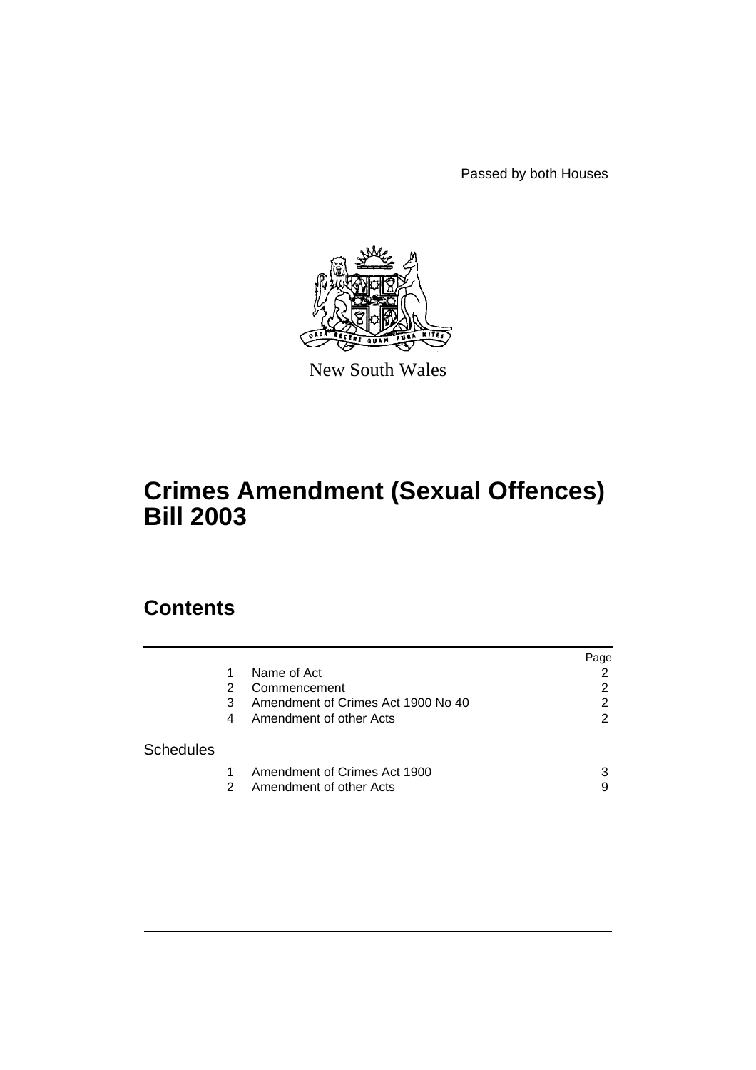Passed by both Houses

New South Wales

# Crimes Amendment (Sexual Offences) Bill 2003

## Contents

| | | | Page |
|---|---|---|---|
| | 1 | Name of Act | 2 |
| | 2 | Commencement | 2 |
| | 3 | Amendment of Crimes Act 1900 No 40 | 2 |
| | 4 | Amendment of other Acts | 2 |
| Schedules | | | |
| | 1 | Amendment of Crimes Act 1900 | 3 |
| | 2 | Amendment of other Acts | 9 |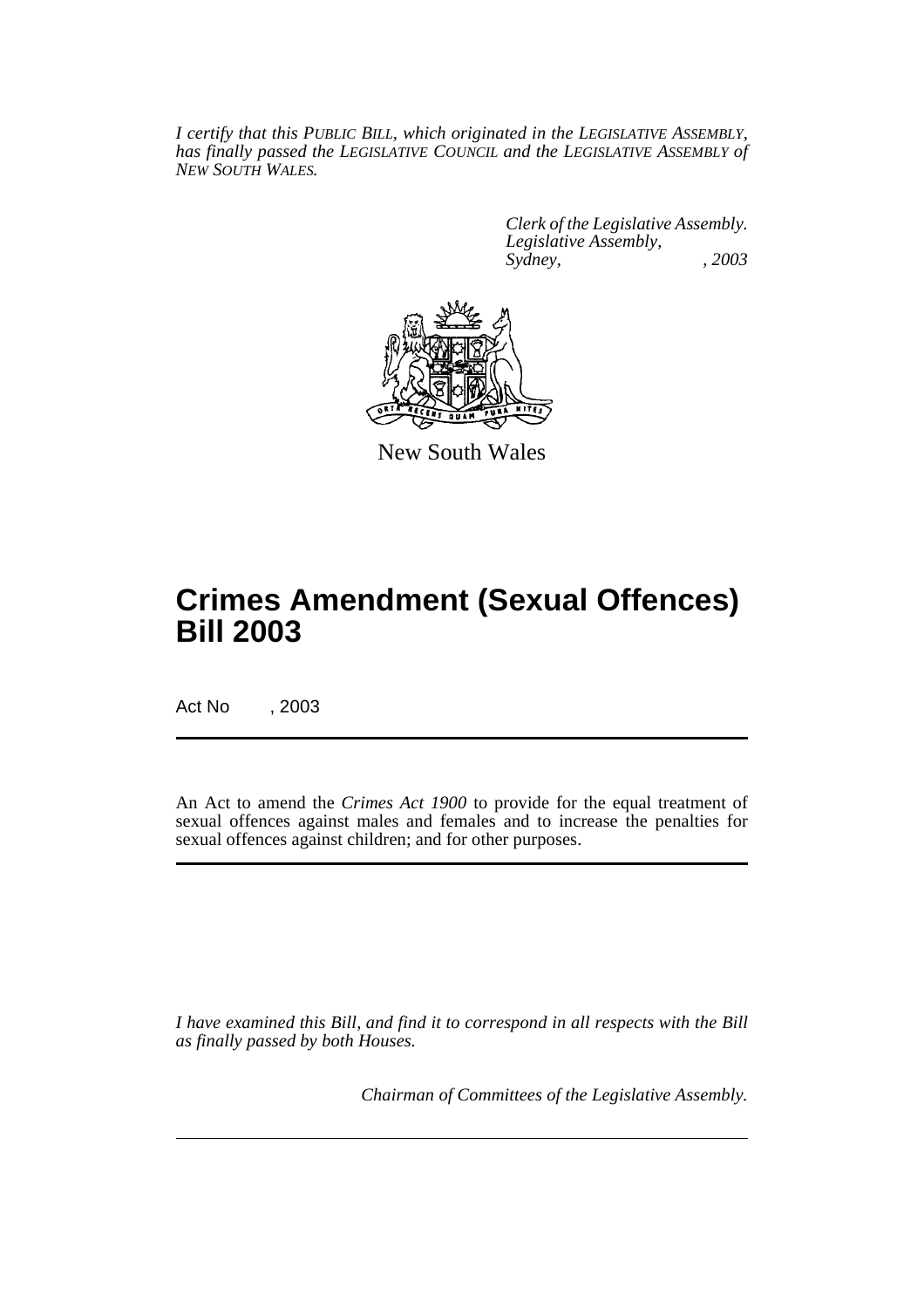*I certify that this PUBLIC BILL, which originated in the LEGISLATIVE ASSEMBLY, has finally passed the LEGISLATIVE COUNCIL and the LEGISLATIVE ASSEMBLY of NEW SOUTH WALES.*

*Clerk of the Legislative Assembly.*
*Legislative Assembly,*
*Sydney, , 2003*

New South Wales

# Crimes Amendment (Sexual Offences) Bill 2003

Act No , 2003

An Act to amend the *Crimes Act 1900* to provide for the equal treatment of sexual offences against males and females and to increase the penalties for sexual offences against children; and for other purposes.

*I have examined this Bill, and find it to correspond in all respects with the Bill as finally passed by both Houses.*

*Chairman of Committees of the Legislative Assembly.*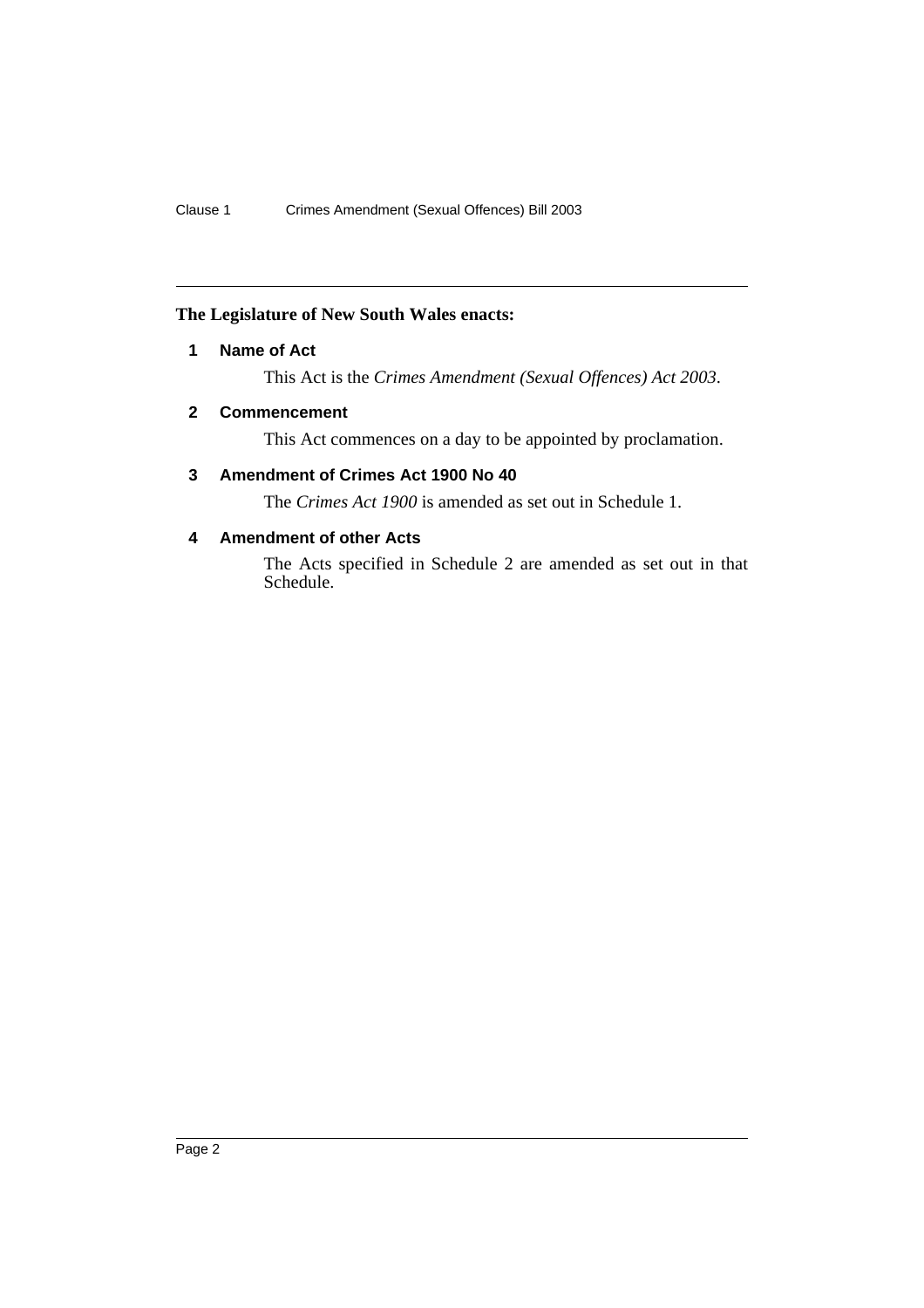**The Legislature of New South Wales enacts:**

## 1 Name of Act

This Act is the *Crimes Amendment (Sexual Offences) Act 2003*.

## 2 Commencement

This Act commences on a day to be appointed by proclamation.

## 3 Amendment of Crimes Act 1900 No 40

The *Crimes Act 1900* is amended as set out in Schedule 1.

## 4 Amendment of other Acts

The Acts specified in Schedule 2 are amended as set out in that Schedule.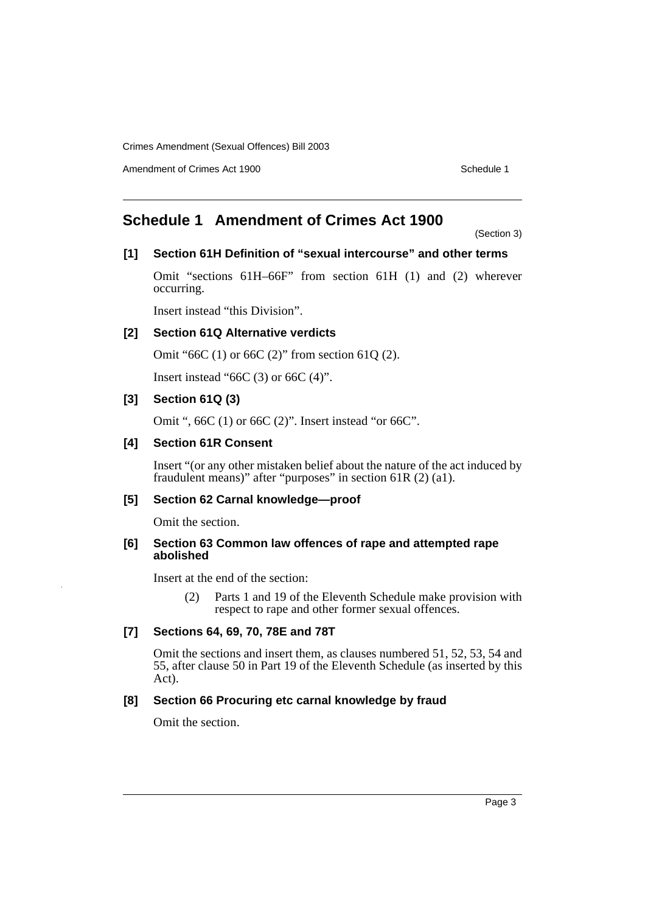## Schedule 1 Amendment of Crimes Act 1900

(Section 3)

**[1] Section 61H Definition of "sexual intercourse" and other terms**

Omit "sections 61H–66F" from section 61H (1) and (2) wherever occurring.

Insert instead "this Division".

**[2] Section 61Q Alternative verdicts**

Omit "66C (1) or 66C (2)" from section 61Q (2).

Insert instead "66C (3) or 66C (4)".

**[3] Section 61Q (3)**

Omit ", 66C (1) or 66C (2)". Insert instead "or 66C".

**[4] Section 61R Consent**

Insert "(or any other mistaken belief about the nature of the act induced by fraudulent means)" after "purposes" in section 61R (2) (a1).

**[5] Section 62 Carnal knowledge—proof**

Omit the section.

**[6] Section 63 Common law offences of rape and attempted rape abolished**

Insert at the end of the section:

> (2) Parts 1 and 19 of the Eleventh Schedule make provision with respect to rape and other former sexual offences.

**[7] Sections 64, 69, 70, 78E and 78T**

Omit the sections and insert them, as clauses numbered 51, 52, 53, 54 and 55, after clause 50 in Part 19 of the Eleventh Schedule (as inserted by this Act).

**[8] Section 66 Procuring etc carnal knowledge by fraud**

Omit the section.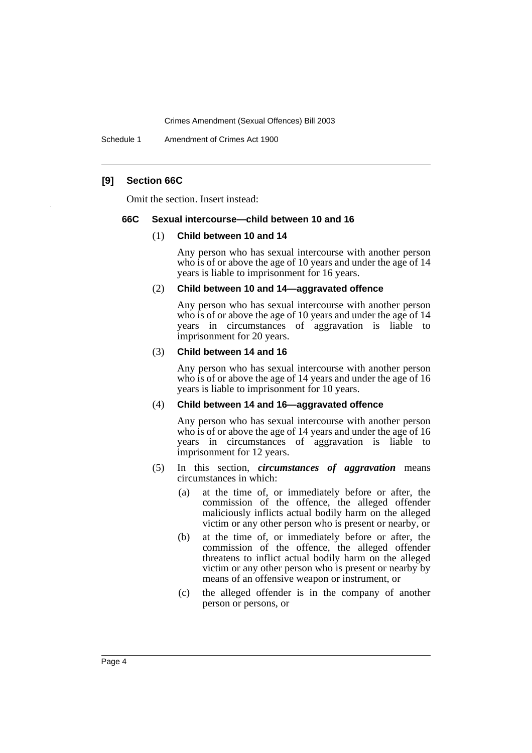### [9] Section 66C

Omit the section. Insert instead:

#### 66C Sexual intercourse—child between 10 and 16

(1) **Child between 10 and 14**

Any person who has sexual intercourse with another person who is of or above the age of 10 years and under the age of 14 years is liable to imprisonment for 16 years.

(2) **Child between 10 and 14—aggravated offence**

Any person who has sexual intercourse with another person who is of or above the age of 10 years and under the age of 14 years in circumstances of aggravation is liable to imprisonment for 20 years.

(3) **Child between 14 and 16**

Any person who has sexual intercourse with another person who is of or above the age of 14 years and under the age of 16 years is liable to imprisonment for 10 years.

(4) **Child between 14 and 16—aggravated offence**

Any person who has sexual intercourse with another person who is of or above the age of 14 years and under the age of 16 years in circumstances of aggravation is liable to imprisonment for 12 years.

(5) In this section, ***circumstances of aggravation*** means circumstances in which:

(a) at the time of, or immediately before or after, the commission of the offence, the alleged offender maliciously inflicts actual bodily harm on the alleged victim or any other person who is present or nearby, or

(b) at the time of, or immediately before or after, the commission of the offence, the alleged offender threatens to inflict actual bodily harm on the alleged victim or any other person who is present or nearby by means of an offensive weapon or instrument, or

(c) the alleged offender is in the company of another person or persons, or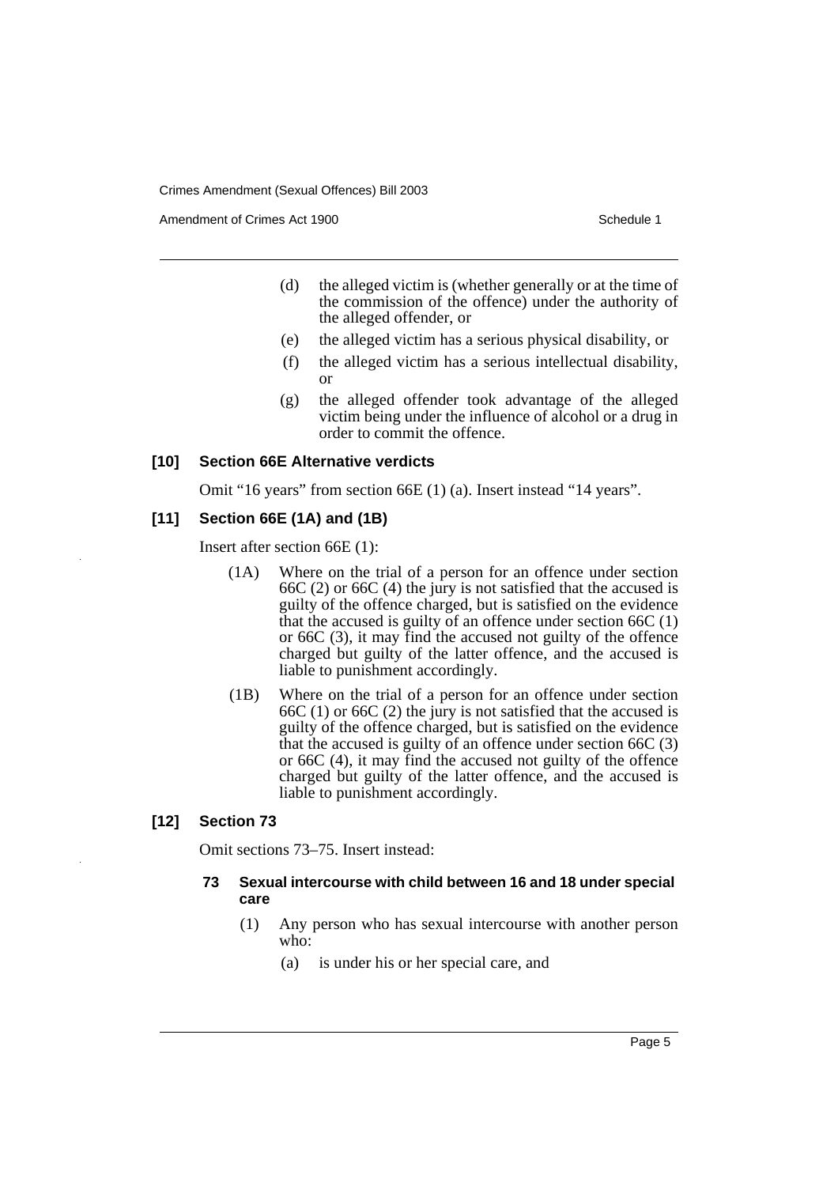(d) the alleged victim is (whether generally or at the time of the commission of the offence) under the authority of the alleged offender, or

(e) the alleged victim has a serious physical disability, or

(f) the alleged victim has a serious intellectual disability, or

(g) the alleged offender took advantage of the alleged victim being under the influence of alcohol or a drug in order to commit the offence.

### [10] Section 66E Alternative verdicts

Omit "16 years" from section 66E (1) (a). Insert instead "14 years".

### [11] Section 66E (1A) and (1B)

Insert after section 66E (1):

(1A) Where on the trial of a person for an offence under section 66C (2) or 66C (4) the jury is not satisfied that the accused is guilty of the offence charged, but is satisfied on the evidence that the accused is guilty of an offence under section 66C (1) or 66C (3), it may find the accused not guilty of the offence charged but guilty of the latter offence, and the accused is liable to punishment accordingly.

(1B) Where on the trial of a person for an offence under section 66C (1) or 66C (2) the jury is not satisfied that the accused is guilty of the offence charged, but is satisfied on the evidence that the accused is guilty of an offence under section 66C (3) or 66C (4), it may find the accused not guilty of the offence charged but guilty of the latter offence, and the accused is liable to punishment accordingly.

### [12] Section 73

Omit sections 73–75. Insert instead:

#### 73 Sexual intercourse with child between 16 and 18 under special care

(1) Any person who has sexual intercourse with another person who:

(a) is under his or her special care, and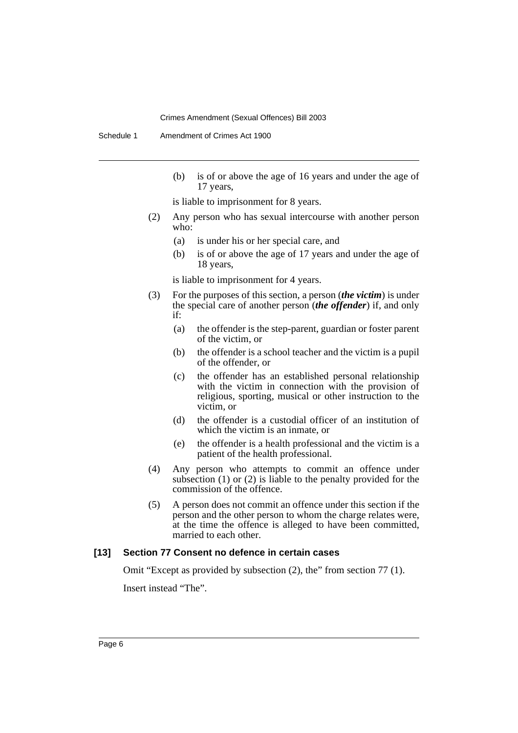(b) is of or above the age of 16 years and under the age of 17 years,

is liable to imprisonment for 8 years.

(2) Any person who has sexual intercourse with another person who:

(a) is under his or her special care, and

(b) is of or above the age of 17 years and under the age of 18 years,

is liable to imprisonment for 4 years.

(3) For the purposes of this section, a person (***the victim***) is under the special care of another person (***the offender***) if, and only if:

(a) the offender is the step-parent, guardian or foster parent of the victim, or

(b) the offender is a school teacher and the victim is a pupil of the offender, or

(c) the offender has an established personal relationship with the victim in connection with the provision of religious, sporting, musical or other instruction to the victim, or

(d) the offender is a custodial officer of an institution of which the victim is an inmate, or

(e) the offender is a health professional and the victim is a patient of the health professional.

(4) Any person who attempts to commit an offence under subsection (1) or (2) is liable to the penalty provided for the commission of the offence.

(5) A person does not commit an offence under this section if the person and the other person to whom the charge relates were, at the time the offence is alleged to have been committed, married to each other.

**[13] Section 77 Consent no defence in certain cases**

Omit "Except as provided by subsection (2), the" from section 77 (1).

Insert instead "The".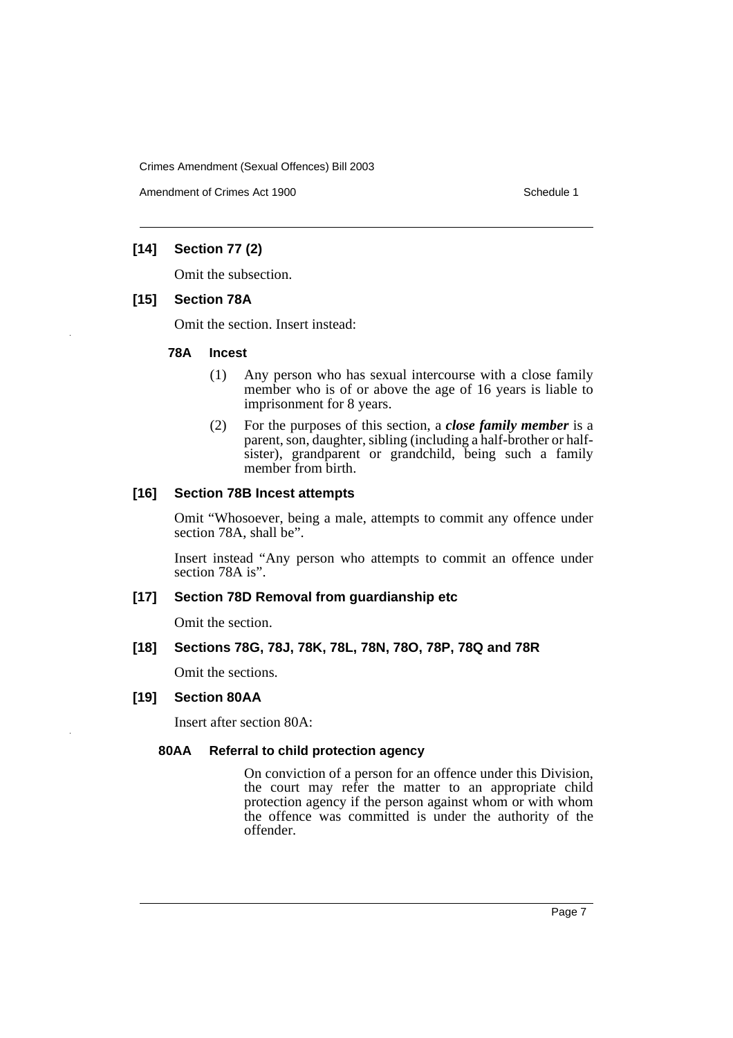**[14] Section 77 (2)**

Omit the subsection.

**[15] Section 78A**

Omit the section. Insert instead:

**78A Incest**

(1) Any person who has sexual intercourse with a close family member who is of or above the age of 16 years is liable to imprisonment for 8 years.

(2) For the purposes of this section, a ***close family member*** is a parent, son, daughter, sibling (including a half-brother or half-sister), grandparent or grandchild, being such a family member from birth.

**[16] Section 78B Incest attempts**

Omit "Whosoever, being a male, attempts to commit any offence under section 78A, shall be".

Insert instead "Any person who attempts to commit an offence under section 78A is".

**[17] Section 78D Removal from guardianship etc**

Omit the section.

**[18] Sections 78G, 78J, 78K, 78L, 78N, 78O, 78P, 78Q and 78R**

Omit the sections.

**[19] Section 80AA**

Insert after section 80A:

**80AA Referral to child protection agency**

On conviction of a person for an offence under this Division, the court may refer the matter to an appropriate child protection agency if the person against whom or with whom the offence was committed is under the authority of the offender.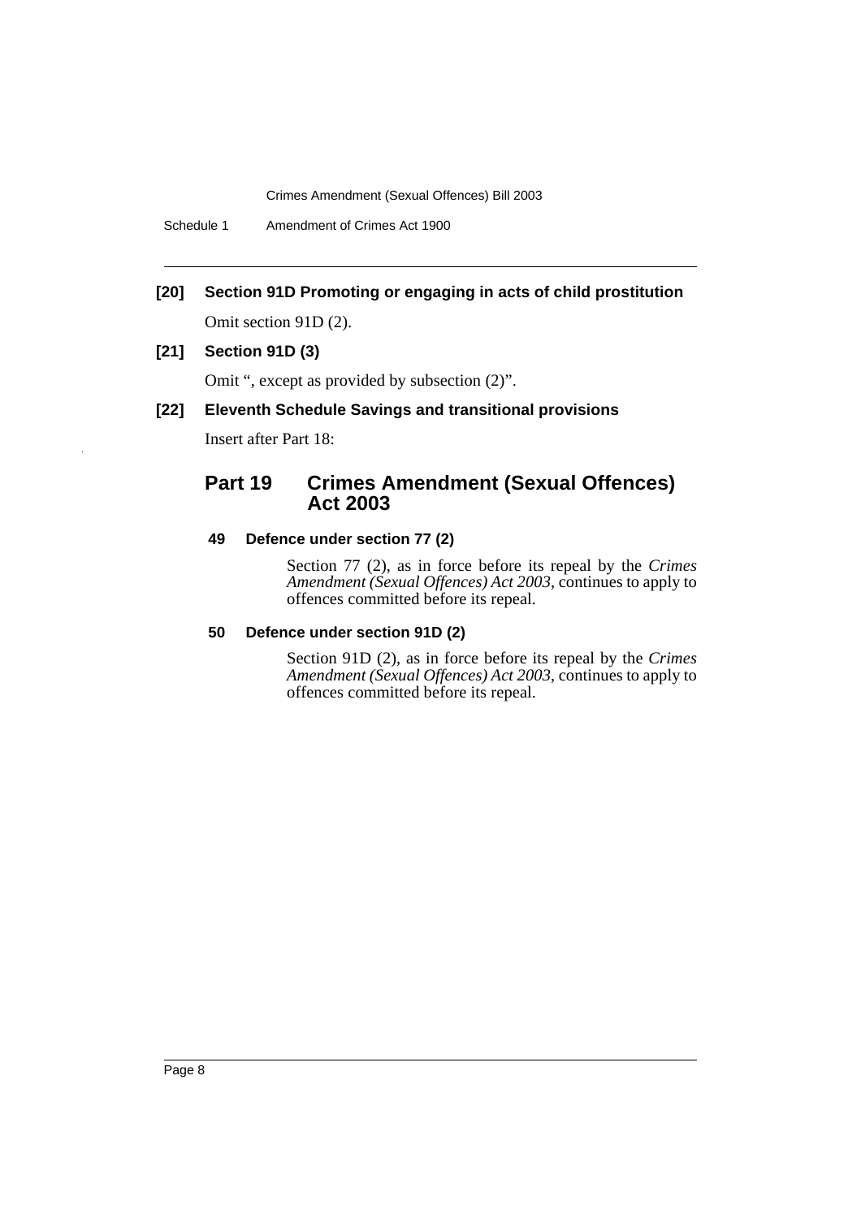**[20] Section 91D Promoting or engaging in acts of child prostitution**

Omit section 91D (2).

**[21] Section 91D (3)**

Omit “, except as provided by subsection (2)”.

**[22] Eleventh Schedule Savings and transitional provisions**

Insert after Part 18:

## Part 19 Crimes Amendment (Sexual Offences) Act 2003

### 49 Defence under section 77 (2)

Section 77 (2), as in force before its repeal by the *Crimes Amendment (Sexual Offences) Act 2003*, continues to apply to offences committed before its repeal.

### 50 Defence under section 91D (2)

Section 91D (2), as in force before its repeal by the *Crimes Amendment (Sexual Offences) Act 2003*, continues to apply to offences committed before its repeal.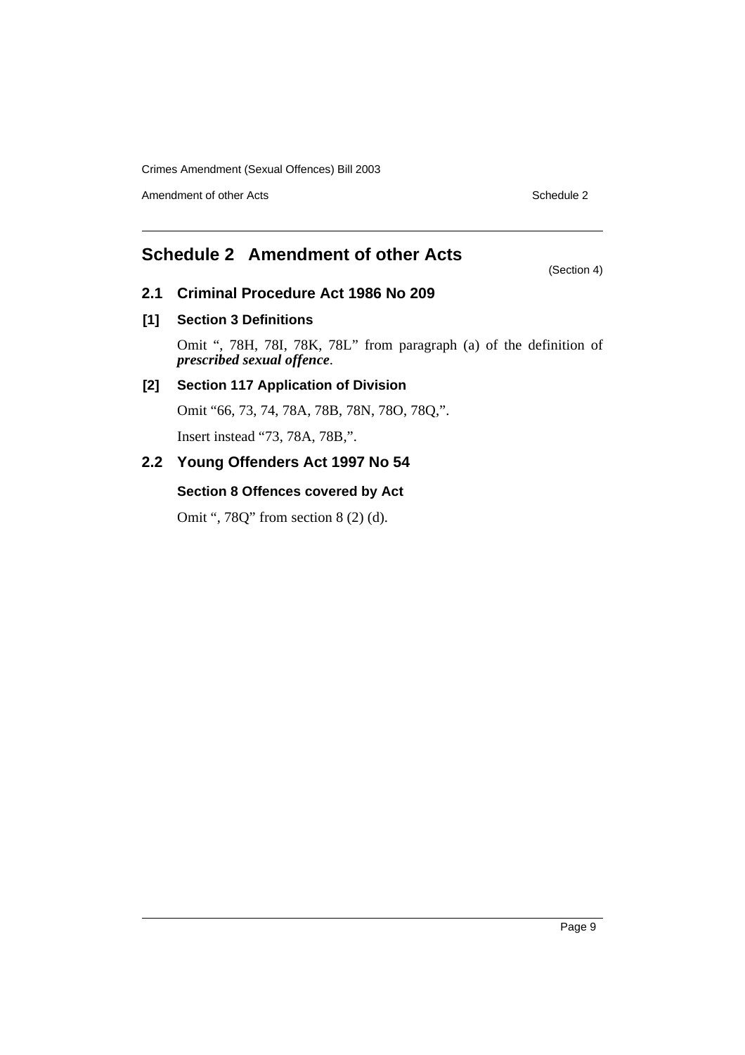# Schedule 2 Amendment of other Acts

(Section 4)

## 2.1 Criminal Procedure Act 1986 No 209

### [1] Section 3 Definitions

Omit ", 78H, 78I, 78K, 78L" from paragraph (a) of the definition of ***prescribed sexual offence***.

### [2] Section 117 Application of Division

Omit "66, 73, 74, 78A, 78B, 78N, 78O, 78Q,".

Insert instead "73, 78A, 78B,".

## 2.2 Young Offenders Act 1997 No 54

### Section 8 Offences covered by Act

Omit ", 78Q" from section 8 (2) (d).